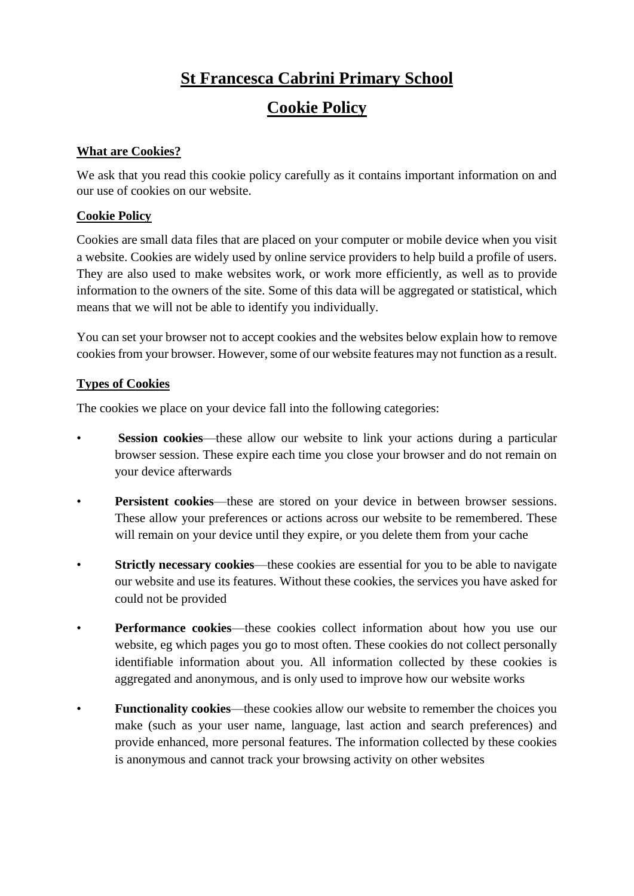# St Francesca Cabrini Primary School

# Cookie Policy

## What are Cookies?

We ask that you read this cookie policy carefully as it contains important information on and our use of cookies on our website.

## Cookie Policy

Cookies are small data files that are placed on your computer or mobile device when you visit a website. Cookies are widely used by online service providers to help build a profile of users. They are also used to make websites work, or work more efficiently, as well as to provide information to the owners of the site. Some of this data will be aggregated or statistical, which means that we will not be able to identify you individually.

You can set your browser not to accept cookies and the websites below explain how to remove cookies from your browser. However, some of our website features may not function as a result.

## Types of Cookies

The cookies we place on your device fall into the following categories:

- **Session cookies**—these allow our website to link your actions during a particular browser session. These expire each time you close your browser and do not remain on your device afterwards
- **Persistent cookies**—these are stored on your device in between browser sessions. These allow your preferences or actions across our website to be remembered. These will remain on your device until they expire, or you delete them from your cache
- **Strictly necessary cookies**—these cookies are essential for you to be able to navigate our website and use its features. Without these cookies, the services you have asked for could not be provided
- **Performance cookies**—these cookies collect information about how you use our website, eg which pages you go to most often. These cookies do not collect personally identifiable information about you. All information collected by these cookies is aggregated and anonymous, and is only used to improve how our website works
- **Functionality cookies**—these cookies allow our website to remember the choices you make (such as your user name, language, last action and search preferences) and provide enhanced, more personal features. The information collected by these cookies is anonymous and cannot track your browsing activity on other websites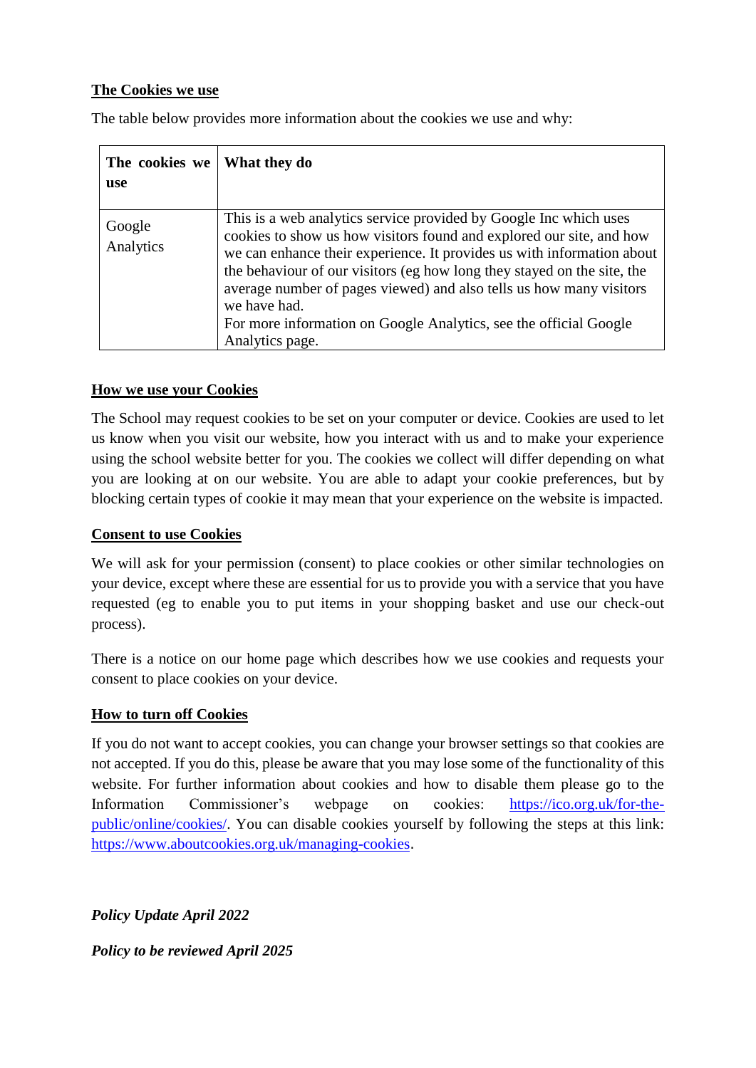## The Cookies we use

The table below provides more information about the cookies we use and why:

| The cookies we use | What they do |
|---|---|
| Google Analytics | This is a web analytics service provided by Google Inc which uses cookies to show us how visitors found and explored our site, and how we can enhance their experience. It provides us with information about the behaviour of our visitors (eg how long they stayed on the site, the average number of pages viewed) and also tells us how many visitors we have had.<br>For more information on Google Analytics, see the official Google Analytics page. |

## How we use your Cookies

The School may request cookies to be set on your computer or device. Cookies are used to let us know when you visit our website, how you interact with us and to make your experience using the school website better for you. The cookies we collect will differ depending on what you are looking at on our website. You are able to adapt your cookie preferences, but by blocking certain types of cookie it may mean that your experience on the website is impacted.

## Consent to use Cookies

We will ask for your permission (consent) to place cookies or other similar technologies on your device, except where these are essential for us to provide you with a service that you have requested (eg to enable you to put items in your shopping basket and use our check-out process).

There is a notice on our home page which describes how we use cookies and requests your consent to place cookies on your device.

## How to turn off Cookies

If you do not want to accept cookies, you can change your browser settings so that cookies are not accepted. If you do this, please be aware that you may lose some of the functionality of this website. For further information about cookies and how to disable them please go to the Information Commissioner's webpage on cookies: [https://ico.org.uk/for-the-public/online/cookies/](https://ico.org.uk/for-the-public/online/cookies/). You can disable cookies yourself by following the steps at this link: [https://www.aboutcookies.org.uk/managing-cookies](https://www.aboutcookies.org.uk/managing-cookies).

***Policy Update April 2022***

***Policy to be reviewed April 2025***